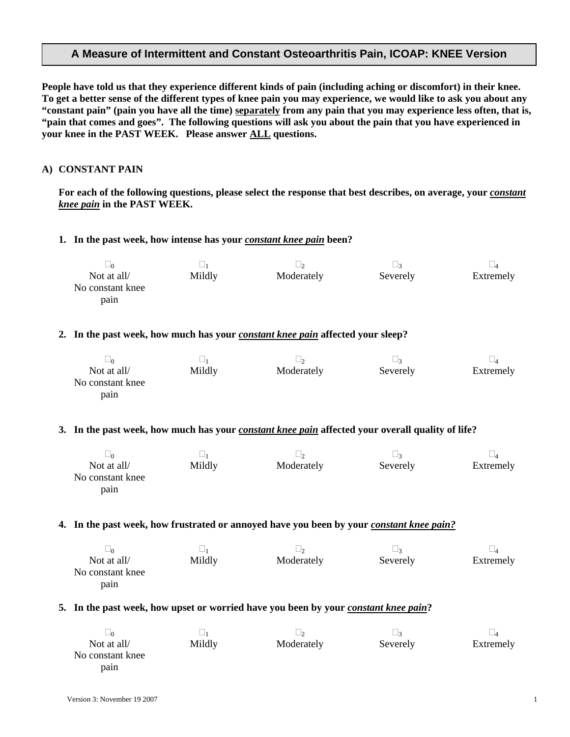# A Measure of Intermittent and Constant Osteoarthritis Pain, ICOAP: KNEE Version

**People have told us that they experience different kinds of pain (including aching or discomfort) in their knee. To get a better sense of the different types of knee pain you may experience, we would like to ask you about any "constant pain" (pain you have all the time) separately from any pain that you may experience less often, that is, "pain that comes and goes". The following questions will ask you about the pain that you have experienced in your knee in the PAST WEEK. Please answer ALL questions.**

## A) CONSTANT PAIN

**For each of the following questions, please select the response that best describes, on average, your *constant knee pain* in the PAST WEEK.**

**1. In the past week, how intense has your *constant knee pain* been?**

| ☐ 0 | ☐ 1 | ☐ 2 | ☐ 3 | ☐ 4 |
|---|---|---|---|---|
| Not at all/ No constant knee pain | Mildly | Moderately | Severely | Extremely |

**2. In the past week, how much has your *constant knee pain* affected your sleep?**

| ☐ 0 | ☐ 1 | ☐ 2 | ☐ 3 | ☐ 4 |
|---|---|---|---|---|
| Not at all/ No constant knee pain | Mildly | Moderately | Severely | Extremely |

**3. In the past week, how much has your *constant knee pain* affected your overall quality of life?**

| ☐ 0 | ☐ 1 | ☐ 2 | ☐ 3 | ☐ 4 |
|---|---|---|---|---|
| Not at all/ No constant knee pain | Mildly | Moderately | Severely | Extremely |

**4. In the past week, how frustrated or annoyed have you been by your *constant knee pain?***

| ☐ 0 | ☐ 1 | ☐ 2 | ☐ 3 | ☐ 4 |
|---|---|---|---|---|
| Not at all/ No constant knee pain | Mildly | Moderately | Severely | Extremely |

**5. In the past week, how upset or worried have you been by your *constant knee pain*?**

| ☐ 0 | ☐ 1 | ☐ 2 | ☐ 3 | ☐ 4 |
|---|---|---|---|---|
| Not at all/ No constant knee pain | Mildly | Moderately | Severely | Extremely |

Version 3: November 19 2007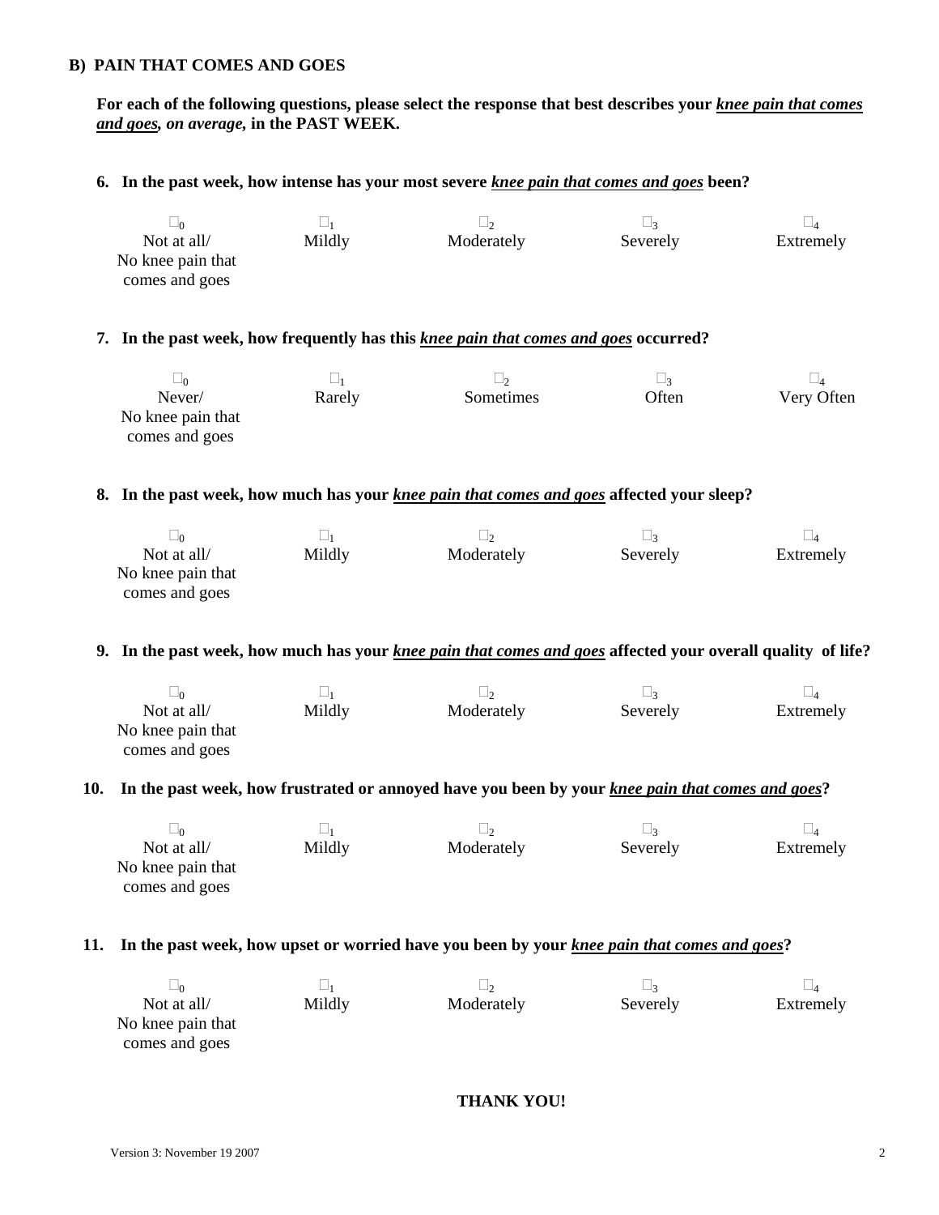## B) PAIN THAT COMES AND GOES

**For each of the following questions, please select the response that best describes your *knee pain that comes and goes*, *on average*, in the PAST WEEK.**

**6. In the past week, how intense has your most severe *knee pain that comes and goes* been?**

| ☐0 | ☐1 | ☐2 | ☐3 | ☐4 |
|---|---|---|---|---|
| Not at all/ No knee pain that comes and goes | Mildly | Moderately | Severely | Extremely |

**7. In the past week, how frequently has this *knee pain that comes and goes* occurred?**

| ☐0 | ☐1 | ☐2 | ☐3 | ☐4 |
|---|---|---|---|---|
| Never/ No knee pain that comes and goes | Rarely | Sometimes | Often | Very Often |

**8. In the past week, how much has your *knee pain that comes and goes* affected your sleep?**

| ☐0 | ☐1 | ☐2 | ☐3 | ☐4 |
|---|---|---|---|---|
| Not at all/ No knee pain that comes and goes | Mildly | Moderately | Severely | Extremely |

**9. In the past week, how much has your *knee pain that comes and goes* affected your overall quality of life?**

| ☐0 | ☐1 | ☐2 | ☐3 | ☐4 |
|---|---|---|---|---|
| Not at all/ No knee pain that comes and goes | Mildly | Moderately | Severely | Extremely |

**10. In the past week, how frustrated or annoyed have you been by your *knee pain that comes and goes*?**

| ☐0 | ☐1 | ☐2 | ☐3 | ☐4 |
|---|---|---|---|---|
| Not at all/ No knee pain that comes and goes | Mildly | Moderately | Severely | Extremely |

**11. In the past week, how upset or worried have you been by your *knee pain that comes and goes*?**

| ☐0 | ☐1 | ☐2 | ☐3 | ☐4 |
|---|---|---|---|---|
| Not at all/ No knee pain that comes and goes | Mildly | Moderately | Severely | Extremely |

**THANK YOU!**

Version 3: November 19 2007